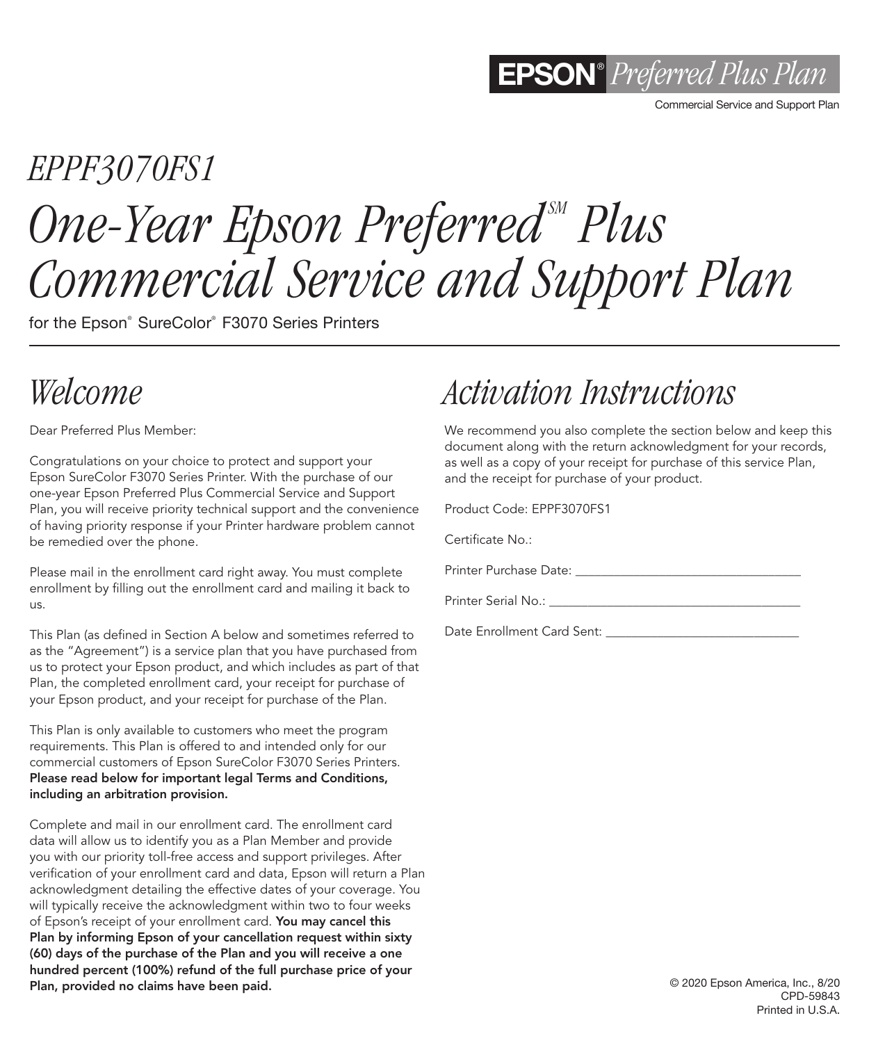EPSON® *Preferred Plus Plan*

Commercial Service and Support Plan

*EPPF3070FS1*

# *One-Year Epson Preferred℠ Plus Commercial Service and Support Plan*

for the Epson® SureColor® F3070 Series Printers

## *Welcome*

Dear Preferred Plus Member:

Congratulations on your choice to protect and support your Epson SureColor F3070 Series Printer. With the purchase of our one-year Epson Preferred Plus Commercial Service and Support Plan, you will receive priority technical support and the convenience of having priority response if your Printer hardware problem cannot be remedied over the phone.

Please mail in the enrollment card right away. You must complete enrollment by filling out the enrollment card and mailing it back to us.

This Plan (as defined in Section A below and sometimes referred to as the "Agreement") is a service plan that you have purchased from us to protect your Epson product, and which includes as part of that Plan, the completed enrollment card, your receipt for purchase of your Epson product, and your receipt for purchase of the Plan.

This Plan is only available to customers who meet the program requirements. This Plan is offered to and intended only for our commercial customers of Epson SureColor F3070 Series Printers. **Please read below for important legal Terms and Conditions, including an arbitration provision.**

Complete and mail in our enrollment card. The enrollment card data will allow us to identify you as a Plan Member and provide you with our priority toll-free access and support privileges. After verification of your enrollment card and data, Epson will return a Plan acknowledgment detailing the effective dates of your coverage. You will typically receive the acknowledgment within two to four weeks of Epson's receipt of your enrollment card. **You may cancel this Plan by informing Epson of your cancellation request within sixty (60) days of the purchase of the Plan and you will receive a one hundred percent (100%) refund of the full purchase price of your Plan, provided no claims have been paid.**

## *Activation Instructions*

We recommend you also complete the section below and keep this document along with the return acknowledgment for your records, as well as a copy of your receipt for purchase of this service Plan, and the receipt for purchase of your product.

Product Code: EPPF3070FS1

Certificate No.:

Printer Purchase Date: ___________________________________

Printer Serial No.: ______________________________________

Date Enrollment Card Sent: _____________________________

© 2020 Epson America, Inc., 8/20
CPD-59843
Printed in U.S.A.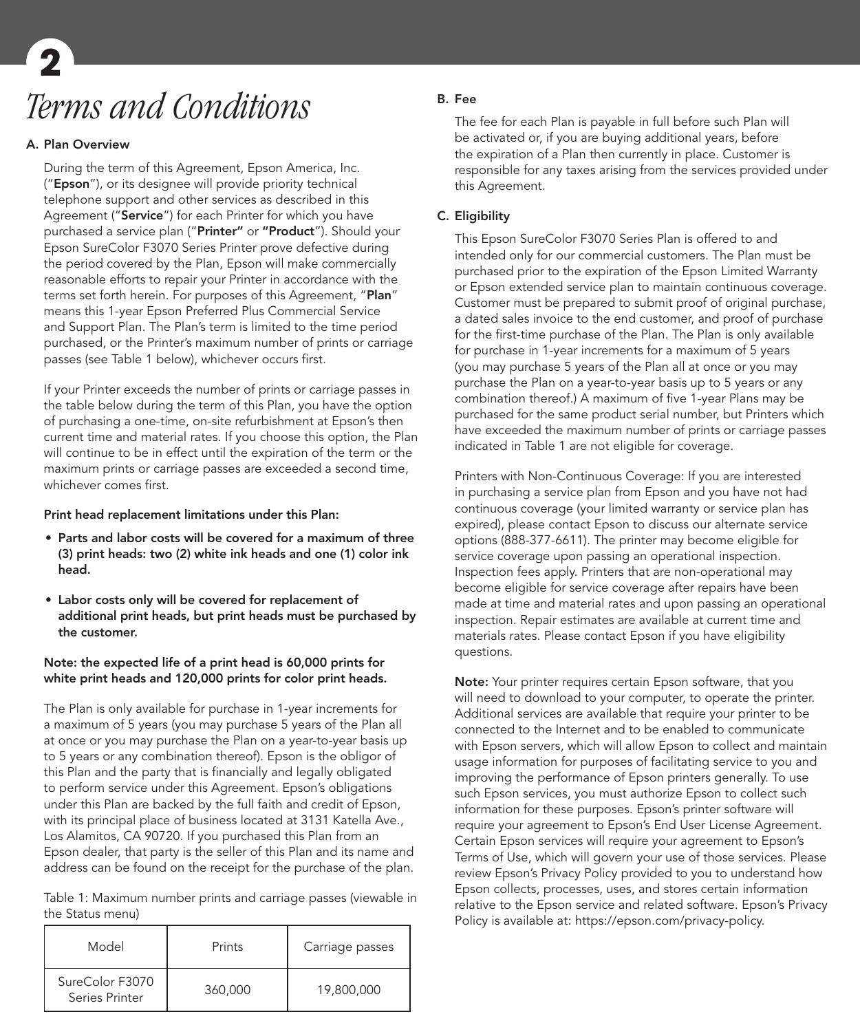# Terms and Conditions

## A. Plan Overview

During the term of this Agreement, Epson America, Inc. ("**Epson**"), or its designee will provide priority technical telephone support and other services as described in this Agreement ("**Service**") for each Printer for which you have purchased a service plan ("**Printer"** or **"Product**"). Should your Epson SureColor F3070 Series Printer prove defective during the period covered by the Plan, Epson will make commercially reasonable efforts to repair your Printer in accordance with the terms set forth herein. For purposes of this Agreement, "**Plan**" means this 1-year Epson Preferred Plus Commercial Service and Support Plan. The Plan's term is limited to the time period purchased, or the Printer's maximum number of prints or carriage passes (see Table 1 below), whichever occurs first.

If your Printer exceeds the number of prints or carriage passes in the table below during the term of this Plan, you have the option of purchasing a one-time, on-site refurbishment at Epson's then current time and material rates. If you choose this option, the Plan will continue to be in effect until the expiration of the term or the maximum prints or carriage passes are exceeded a second time, whichever comes first.

**Print head replacement limitations under this Plan:**

- **Parts and labor costs will be covered for a maximum of three (3) print heads: two (2) white ink heads and one (1) color ink head.**
- **Labor costs only will be covered for replacement of additional print heads, but print heads must be purchased by the customer.**

**Note: the expected life of a print head is 60,000 prints for white print heads and 120,000 prints for color print heads.**

The Plan is only available for purchase in 1-year increments for a maximum of 5 years (you may purchase 5 years of the Plan all at once or you may purchase the Plan on a year-to-year basis up to 5 years or any combination thereof). Epson is the obligor of this Plan and the party that is financially and legally obligated to perform service under this Agreement. Epson's obligations under this Plan are backed by the full faith and credit of Epson, with its principal place of business located at 3131 Katella Ave., Los Alamitos, CA 90720. If you purchased this Plan from an Epson dealer, that party is the seller of this Plan and its name and address can be found on the receipt for the purchase of the plan.

Table 1: Maximum number prints and carriage passes (viewable in the Status menu)

| Model | Prints | Carriage passes |
|---|---|---|
| SureColor F3070 Series Printer | 360,000 | 19,800,000 |

## B. Fee

The fee for each Plan is payable in full before such Plan will be activated or, if you are buying additional years, before the expiration of a Plan then currently in place. Customer is responsible for any taxes arising from the services provided under this Agreement.

## C. Eligibility

This Epson SureColor F3070 Series Plan is offered to and intended only for our commercial customers. The Plan must be purchased prior to the expiration of the Epson Limited Warranty or Epson extended service plan to maintain continuous coverage. Customer must be prepared to submit proof of original purchase, a dated sales invoice to the end customer, and proof of purchase for the first-time purchase of the Plan. The Plan is only available for purchase in 1-year increments for a maximum of 5 years (you may purchase 5 years of the Plan all at once or you may purchase the Plan on a year-to-year basis up to 5 years or any combination thereof.) A maximum of five 1-year Plans may be purchased for the same product serial number, but Printers which have exceeded the maximum number of prints or carriage passes indicated in Table 1 are not eligible for coverage.

Printers with Non-Continuous Coverage: If you are interested in purchasing a service plan from Epson and you have not had continuous coverage (your limited warranty or service plan has expired), please contact Epson to discuss our alternate service options (888-377-6611). The printer may become eligible for service coverage upon passing an operational inspection. Inspection fees apply. Printers that are non-operational may become eligible for service coverage after repairs have been made at time and material rates and upon passing an operational inspection. Repair estimates are available at current time and materials rates. Please contact Epson if you have eligibility questions.

**Note:** Your printer requires certain Epson software, that you will need to download to your computer, to operate the printer. Additional services are available that require your printer to be connected to the Internet and to be enabled to communicate with Epson servers, which will allow Epson to collect and maintain usage information for purposes of facilitating service to you and improving the performance of Epson printers generally. To use such Epson services, you must authorize Epson to collect such information for these purposes. Epson's printer software will require your agreement to Epson's End User License Agreement. Certain Epson services will require your agreement to Epson's Terms of Use, which will govern your use of those services. Please review Epson's Privacy Policy provided to you to understand how Epson collects, processes, uses, and stores certain information relative to the Epson service and related software. Epson's Privacy Policy is available at: https://epson.com/privacy-policy.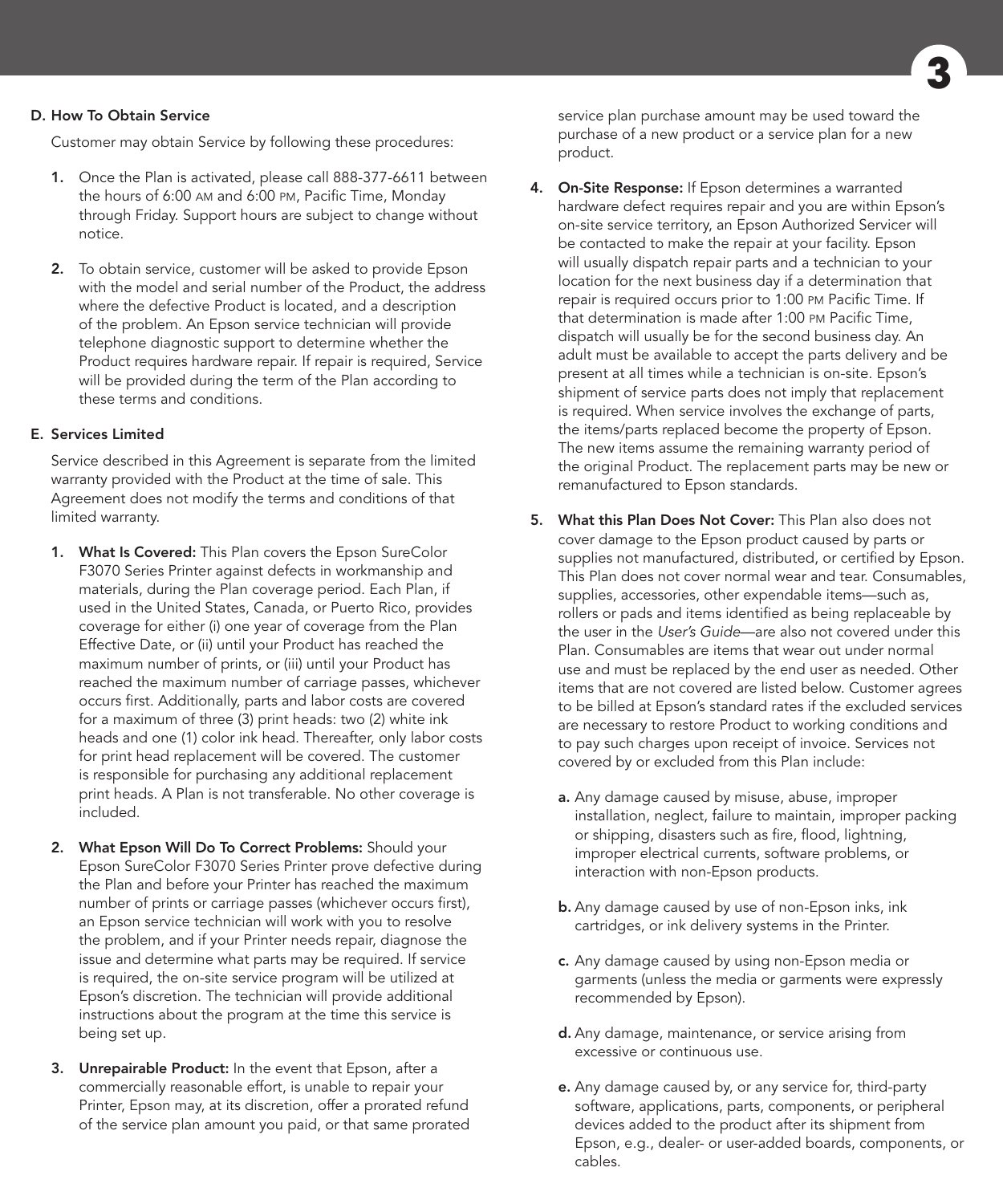## D. How To Obtain Service

Customer may obtain Service by following these procedures:

1. Once the Plan is activated, please call 888-377-6611 between the hours of 6:00 AM and 6:00 PM, Pacific Time, Monday through Friday. Support hours are subject to change without notice.

2. To obtain service, customer will be asked to provide Epson with the model and serial number of the Product, the address where the defective Product is located, and a description of the problem. An Epson service technician will provide telephone diagnostic support to determine whether the Product requires hardware repair. If repair is required, Service will be provided during the term of the Plan according to these terms and conditions.

## E. Services Limited

Service described in this Agreement is separate from the limited warranty provided with the Product at the time of sale. This Agreement does not modify the terms and conditions of that limited warranty.

1. **What Is Covered:** This Plan covers the Epson SureColor F3070 Series Printer against defects in workmanship and materials, during the Plan coverage period. Each Plan, if used in the United States, Canada, or Puerto Rico, provides coverage for either (i) one year of coverage from the Plan Effective Date, or (ii) until your Product has reached the maximum number of prints, or (iii) until your Product has reached the maximum number of carriage passes, whichever occurs first. Additionally, parts and labor costs are covered for a maximum of three (3) print heads: two (2) white ink heads and one (1) color ink head. Thereafter, only labor costs for print head replacement will be covered. The customer is responsible for purchasing any additional replacement print heads. A Plan is not transferable. No other coverage is included.

2. **What Epson Will Do To Correct Problems:** Should your Epson SureColor F3070 Series Printer prove defective during the Plan and before your Printer has reached the maximum number of prints or carriage passes (whichever occurs first), an Epson service technician will work with you to resolve the problem, and if your Printer needs repair, diagnose the issue and determine what parts may be required. If service is required, the on-site service program will be utilized at Epson's discretion. The technician will provide additional instructions about the program at the time this service is being set up.

3. **Unrepairable Product:** In the event that Epson, after a commercially reasonable effort, is unable to repair your Printer, Epson may, at its discretion, offer a prorated refund of the service plan amount you paid, or that same prorated service plan purchase amount may be used toward the purchase of a new product or a service plan for a new product.

4. **On-Site Response:** If Epson determines a warranted hardware defect requires repair and you are within Epson's on-site service territory, an Epson Authorized Servicer will be contacted to make the repair at your facility. Epson will usually dispatch repair parts and a technician to your location for the next business day if a determination that repair is required occurs prior to 1:00 PM Pacific Time. If that determination is made after 1:00 PM Pacific Time, dispatch will usually be for the second business day. An adult must be available to accept the parts delivery and be present at all times while a technician is on-site. Epson's shipment of service parts does not imply that replacement is required. When service involves the exchange of parts, the items/parts replaced become the property of Epson. The new items assume the remaining warranty period of the original Product. The replacement parts may be new or remanufactured to Epson standards.

5. **What this Plan Does Not Cover:** This Plan also does not cover damage to the Epson product caused by parts or supplies not manufactured, distributed, or certified by Epson. This Plan does not cover normal wear and tear. Consumables, supplies, accessories, other expendable items—such as, rollers or pads and items identified as being replaceable by the user in the *User's Guide*—are also not covered under this Plan. Consumables are items that wear out under normal use and must be replaced by the end user as needed. Other items that are not covered are listed below. Customer agrees to be billed at Epson's standard rates if the excluded services are necessary to restore Product to working conditions and to pay such charges upon receipt of invoice. Services not covered by or excluded from this Plan include:

   a. Any damage caused by misuse, abuse, improper installation, neglect, failure to maintain, improper packing or shipping, disasters such as fire, flood, lightning, improper electrical currents, software problems, or interaction with non-Epson products.

   b. Any damage caused by use of non-Epson inks, ink cartridges, or ink delivery systems in the Printer.

   c. Any damage caused by using non-Epson media or garments (unless the media or garments were expressly recommended by Epson).

   d. Any damage, maintenance, or service arising from excessive or continuous use.

   e. Any damage caused by, or any service for, third-party software, applications, parts, components, or peripheral devices added to the product after its shipment from Epson, e.g., dealer- or user-added boards, components, or cables.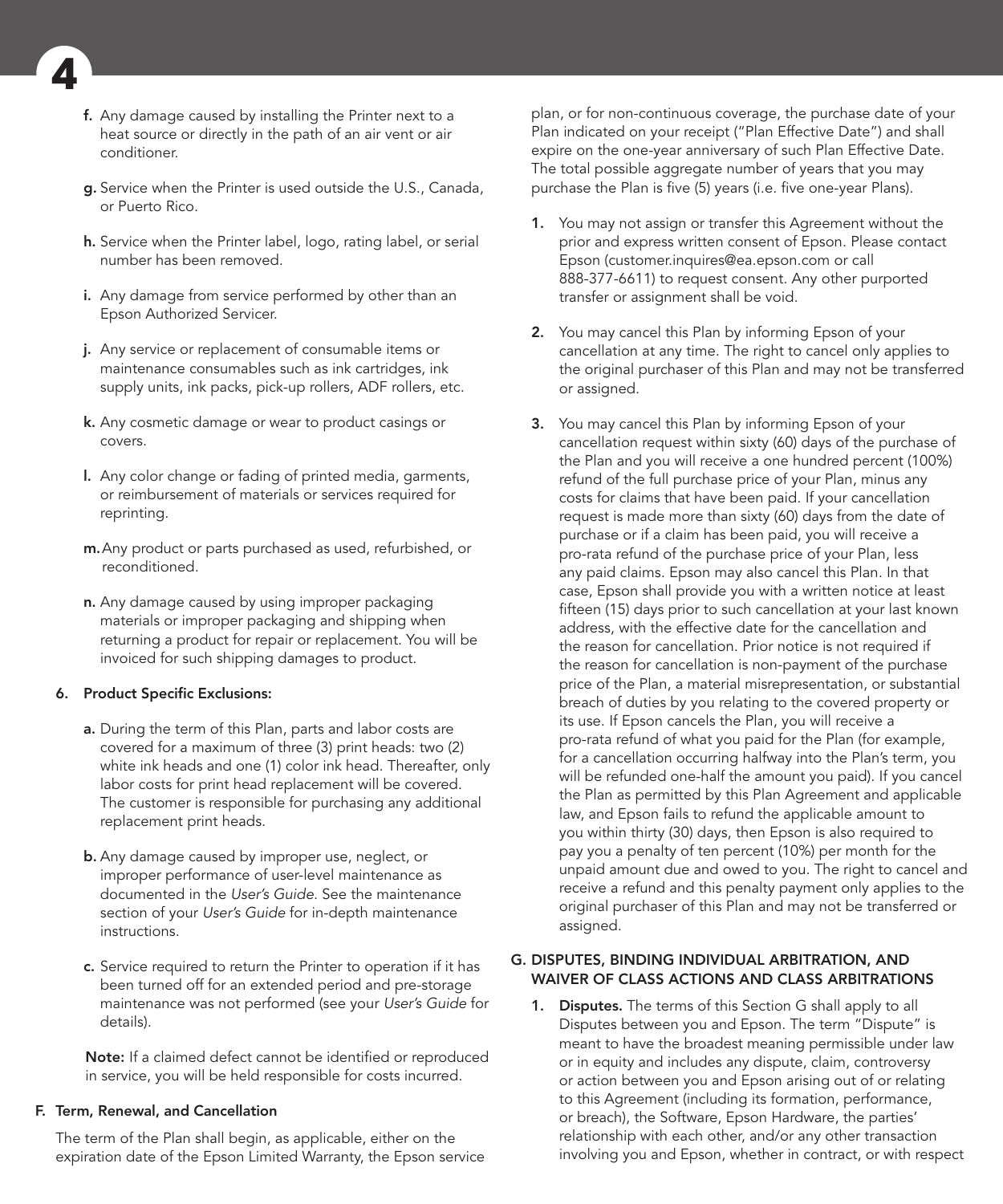f. Any damage caused by installing the Printer next to a heat source or directly in the path of an air vent or air conditioner.

g. Service when the Printer is used outside the U.S., Canada, or Puerto Rico.

h. Service when the Printer label, logo, rating label, or serial number has been removed.

i. Any damage from service performed by other than an Epson Authorized Servicer.

j. Any service or replacement of consumable items or maintenance consumables such as ink cartridges, ink supply units, ink packs, pick-up rollers, ADF rollers, etc.

k. Any cosmetic damage or wear to product casings or covers.

l. Any color change or fading of printed media, garments, or reimbursement of materials or services required for reprinting.

m. Any product or parts purchased as used, refurbished, or reconditioned.

n. Any damage caused by using improper packaging materials or improper packaging and shipping when returning a product for repair or replacement. You will be invoiced for such shipping damages to product.

**6. Product Specific Exclusions:**

a. During the term of this Plan, parts and labor costs are covered for a maximum of three (3) print heads: two (2) white ink heads and one (1) color ink head. Thereafter, only labor costs for print head replacement will be covered. The customer is responsible for purchasing any additional replacement print heads.

b. Any damage caused by improper use, neglect, or improper performance of user-level maintenance as documented in the *User's Guide*. See the maintenance section of your *User's Guide* for in-depth maintenance instructions.

c. Service required to return the Printer to operation if it has been turned off for an extended period and pre-storage maintenance was not performed (see your *User's Guide* for details).

**Note:** If a claimed defect cannot be identified or reproduced in service, you will be held responsible for costs incurred.

## F. Term, Renewal, and Cancellation

The term of the Plan shall begin, as applicable, either on the expiration date of the Epson Limited Warranty, the Epson service plan, or for non-continuous coverage, the purchase date of your Plan indicated on your receipt ("Plan Effective Date") and shall expire on the one-year anniversary of such Plan Effective Date. The total possible aggregate number of years that you may purchase the Plan is five (5) years (i.e. five one-year Plans).

1. You may not assign or transfer this Agreement without the prior and express written consent of Epson. Please contact Epson (customer.inquires@ea.epson.com or call 888-377-6611) to request consent. Any other purported transfer or assignment shall be void.

2. You may cancel this Plan by informing Epson of your cancellation at any time. The right to cancel only applies to the original purchaser of this Plan and may not be transferred or assigned.

3. You may cancel this Plan by informing Epson of your cancellation request within sixty (60) days of the purchase of the Plan and you will receive a one hundred percent (100%) refund of the full purchase price of your Plan, minus any costs for claims that have been paid. If your cancellation request is made more than sixty (60) days from the date of purchase or if a claim has been paid, you will receive a pro-rata refund of the purchase price of your Plan, less any paid claims. Epson may also cancel this Plan. In that case, Epson shall provide you with a written notice at least fifteen (15) days prior to such cancellation at your last known address, with the effective date for the cancellation and the reason for cancellation. Prior notice is not required if the reason for cancellation is non-payment of the purchase price of the Plan, a material misrepresentation, or substantial breach of duties by you relating to the covered property or its use. If Epson cancels the Plan, you will receive a pro-rata refund of what you paid for the Plan (for example, for a cancellation occurring halfway into the Plan's term, you will be refunded one-half the amount you paid). If you cancel the Plan as permitted by this Plan Agreement and applicable law, and Epson fails to refund the applicable amount to you within thirty (30) days, then Epson is also required to pay you a penalty of ten percent (10%) per month for the unpaid amount due and owed to you. The right to cancel and receive a refund and this penalty payment only applies to the original purchaser of this Plan and may not be transferred or assigned.

## G. DISPUTES, BINDING INDIVIDUAL ARBITRATION, AND WAIVER OF CLASS ACTIONS AND CLASS ARBITRATIONS

1. **Disputes.** The terms of this Section G shall apply to all Disputes between you and Epson. The term "Dispute" is meant to have the broadest meaning permissible under law or in equity and includes any dispute, claim, controversy or action between you and Epson arising out of or relating to this Agreement (including its formation, performance, or breach), the Software, Epson Hardware, the parties' relationship with each other, and/or any other transaction involving you and Epson, whether in contract, or with respect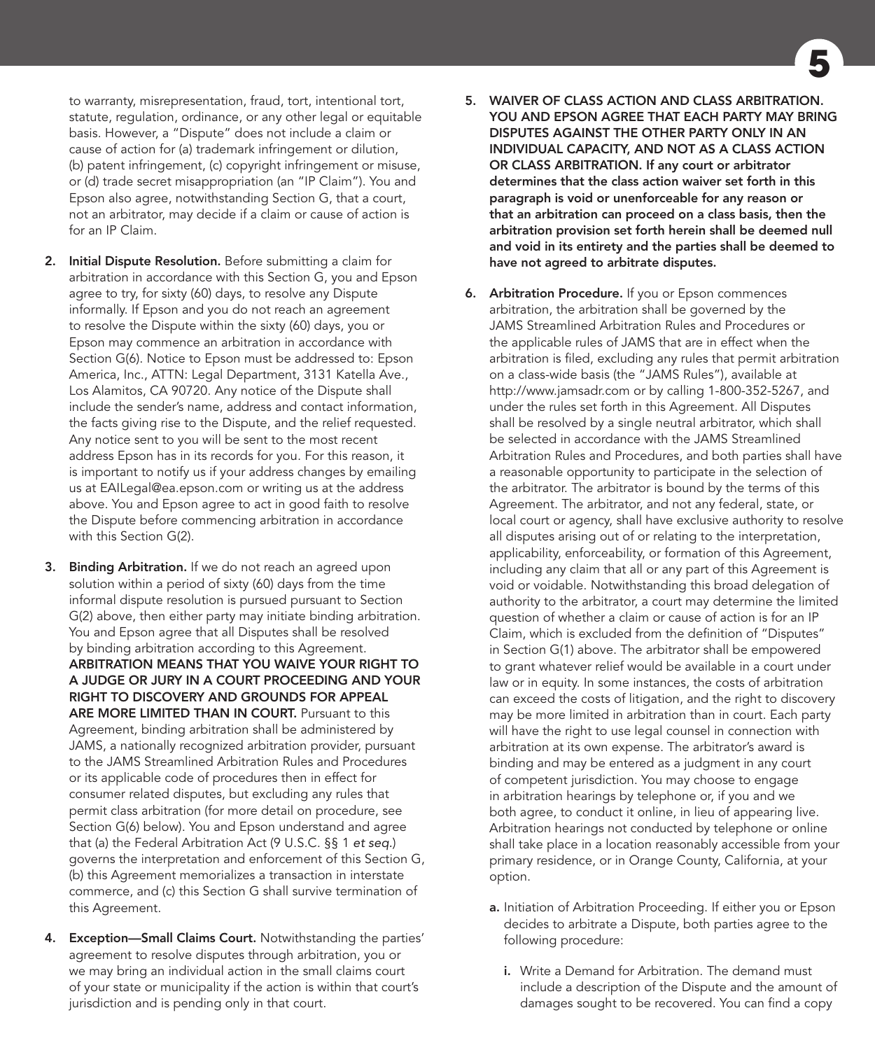to warranty, misrepresentation, fraud, tort, intentional tort, statute, regulation, ordinance, or any other legal or equitable basis. However, a "Dispute" does not include a claim or cause of action for (a) trademark infringement or dilution, (b) patent infringement, (c) copyright infringement or misuse, or (d) trade secret misappropriation (an "IP Claim"). You and Epson also agree, notwithstanding Section G, that a court, not an arbitrator, may decide if a claim or cause of action is for an IP Claim.

2. **Initial Dispute Resolution.** Before submitting a claim for arbitration in accordance with this Section G, you and Epson agree to try, for sixty (60) days, to resolve any Dispute informally. If Epson and you do not reach an agreement to resolve the Dispute within the sixty (60) days, you or Epson may commence an arbitration in accordance with Section G(6). Notice to Epson must be addressed to: Epson America, Inc., ATTN: Legal Department, 3131 Katella Ave., Los Alamitos, CA 90720. Any notice of the Dispute shall include the sender's name, address and contact information, the facts giving rise to the Dispute, and the relief requested. Any notice sent to you will be sent to the most recent address Epson has in its records for you. For this reason, it is important to notify us if your address changes by emailing us at EAILegal@ea.epson.com or writing us at the address above. You and Epson agree to act in good faith to resolve the Dispute before commencing arbitration in accordance with this Section G(2).

3. **Binding Arbitration.** If we do not reach an agreed upon solution within a period of sixty (60) days from the time informal dispute resolution is pursued pursuant to Section G(2) above, then either party may initiate binding arbitration. You and Epson agree that all Disputes shall be resolved by binding arbitration according to this Agreement. **ARBITRATION MEANS THAT YOU WAIVE YOUR RIGHT TO A JUDGE OR JURY IN A COURT PROCEEDING AND YOUR RIGHT TO DISCOVERY AND GROUNDS FOR APPEAL ARE MORE LIMITED THAN IN COURT.** Pursuant to this Agreement, binding arbitration shall be administered by JAMS, a nationally recognized arbitration provider, pursuant to the JAMS Streamlined Arbitration Rules and Procedures or its applicable code of procedures then in effect for consumer related disputes, but excluding any rules that permit class arbitration (for more detail on procedure, see Section G(6) below). You and Epson understand and agree that (a) the Federal Arbitration Act (9 U.S.C. §§ 1 *et seq.*) governs the interpretation and enforcement of this Section G, (b) this Agreement memorializes a transaction in interstate commerce, and (c) this Section G shall survive termination of this Agreement.

4. **Exception—Small Claims Court.** Notwithstanding the parties' agreement to resolve disputes through arbitration, you or we may bring an individual action in the small claims court of your state or municipality if the action is within that court's jurisdiction and is pending only in that court.

5. **WAIVER OF CLASS ACTION AND CLASS ARBITRATION. YOU AND EPSON AGREE THAT EACH PARTY MAY BRING DISPUTES AGAINST THE OTHER PARTY ONLY IN AN INDIVIDUAL CAPACITY, AND NOT AS A CLASS ACTION OR CLASS ARBITRATION. If any court or arbitrator determines that the class action waiver set forth in this paragraph is void or unenforceable for any reason or that an arbitration can proceed on a class basis, then the arbitration provision set forth herein shall be deemed null and void in its entirety and the parties shall be deemed to have not agreed to arbitrate disputes.**

6. **Arbitration Procedure.** If you or Epson commences arbitration, the arbitration shall be governed by the JAMS Streamlined Arbitration Rules and Procedures or the applicable rules of JAMS that are in effect when the arbitration is filed, excluding any rules that permit arbitration on a class-wide basis (the "JAMS Rules"), available at http://www.jamsadr.com or by calling 1-800-352-5267, and under the rules set forth in this Agreement. All Disputes shall be resolved by a single neutral arbitrator, which shall be selected in accordance with the JAMS Streamlined Arbitration Rules and Procedures, and both parties shall have a reasonable opportunity to participate in the selection of the arbitrator. The arbitrator is bound by the terms of this Agreement. The arbitrator, and not any federal, state, or local court or agency, shall have exclusive authority to resolve all disputes arising out of or relating to the interpretation, applicability, enforceability, or formation of this Agreement, including any claim that all or any part of this Agreement is void or voidable. Notwithstanding this broad delegation of authority to the arbitrator, a court may determine the limited question of whether a claim or cause of action is for an IP Claim, which is excluded from the definition of "Disputes" in Section G(1) above. The arbitrator shall be empowered to grant whatever relief would be available in a court under law or in equity. In some instances, the costs of arbitration can exceed the costs of litigation, and the right to discovery may be more limited in arbitration than in court. Each party will have the right to use legal counsel in connection with arbitration at its own expense. The arbitrator's award is binding and may be entered as a judgment in any court of competent jurisdiction. You may choose to engage in arbitration hearings by telephone or, if you and we both agree, to conduct it online, in lieu of appearing live. Arbitration hearings not conducted by telephone or online shall take place in a location reasonably accessible from your primary residence, or in Orange County, California, at your option.

   **a.** Initiation of Arbitration Proceeding. If either you or Epson decides to arbitrate a Dispute, both parties agree to the following procedure:

      **i.** Write a Demand for Arbitration. The demand must include a description of the Dispute and the amount of damages sought to be recovered. You can find a copy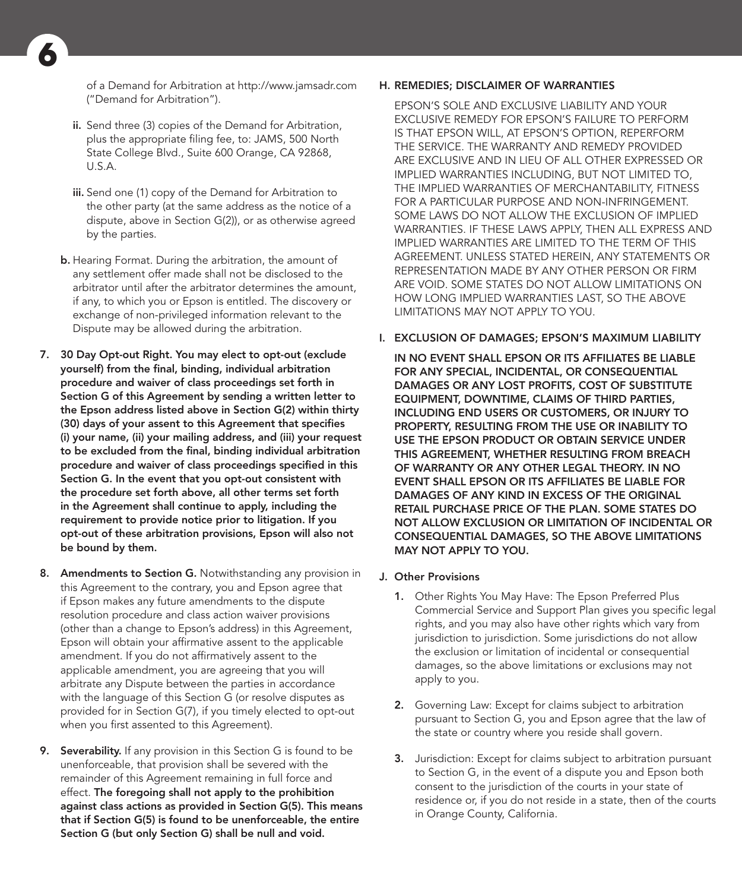of a Demand for Arbitration at http://www.jamsadr.com ("Demand for Arbitration").

**ii.** Send three (3) copies of the Demand for Arbitration, plus the appropriate filing fee, to: JAMS, 500 North State College Blvd., Suite 600 Orange, CA 92868, U.S.A.

**iii.** Send one (1) copy of the Demand for Arbitration to the other party (at the same address as the notice of a dispute, above in Section G(2)), or as otherwise agreed by the parties.

**b.** Hearing Format. During the arbitration, the amount of any settlement offer made shall not be disclosed to the arbitrator until after the arbitrator determines the amount, if any, to which you or Epson is entitled. The discovery or exchange of non-privileged information relevant to the Dispute may be allowed during the arbitration.

7. **30 Day Opt-out Right. You may elect to opt-out (exclude yourself) from the final, binding, individual arbitration procedure and waiver of class proceedings set forth in Section G of this Agreement by sending a written letter to the Epson address listed above in Section G(2) within thirty (30) days of your assent to this Agreement that specifies (i) your name, (ii) your mailing address, and (iii) your request to be excluded from the final, binding individual arbitration procedure and waiver of class proceedings specified in this Section G. In the event that you opt-out consistent with the procedure set forth above, all other terms set forth in the Agreement shall continue to apply, including the requirement to provide notice prior to litigation. If you opt-out of these arbitration provisions, Epson will also not be bound by them.**

8. **Amendments to Section G.** Notwithstanding any provision in this Agreement to the contrary, you and Epson agree that if Epson makes any future amendments to the dispute resolution procedure and class action waiver provisions (other than a change to Epson's address) in this Agreement, Epson will obtain your affirmative assent to the applicable amendment. If you do not affirmatively assent to the applicable amendment, you are agreeing that you will arbitrate any Dispute between the parties in accordance with the language of this Section G (or resolve disputes as provided for in Section G(7), if you timely elected to opt-out when you first assented to this Agreement).

9. **Severability.** If any provision in this Section G is found to be unenforceable, that provision shall be severed with the remainder of this Agreement remaining in full force and effect. **The foregoing shall not apply to the prohibition against class actions as provided in Section G(5). This means that if Section G(5) is found to be unenforceable, the entire Section G (but only Section G) shall be null and void.**

## H. REMEDIES; DISCLAIMER OF WARRANTIES

EPSON'S SOLE AND EXCLUSIVE LIABILITY AND YOUR EXCLUSIVE REMEDY FOR EPSON'S FAILURE TO PERFORM IS THAT EPSON WILL, AT EPSON'S OPTION, REPERFORM THE SERVICE. THE WARRANTY AND REMEDY PROVIDED ARE EXCLUSIVE AND IN LIEU OF ALL OTHER EXPRESSED OR IMPLIED WARRANTIES INCLUDING, BUT NOT LIMITED TO, THE IMPLIED WARRANTIES OF MERCHANTABILITY, FITNESS FOR A PARTICULAR PURPOSE AND NON-INFRINGEMENT. SOME LAWS DO NOT ALLOW THE EXCLUSION OF IMPLIED WARRANTIES. IF THESE LAWS APPLY, THEN ALL EXPRESS AND IMPLIED WARRANTIES ARE LIMITED TO THE TERM OF THIS AGREEMENT. UNLESS STATED HEREIN, ANY STATEMENTS OR REPRESENTATION MADE BY ANY OTHER PERSON OR FIRM ARE VOID. SOME STATES DO NOT ALLOW LIMITATIONS ON HOW LONG IMPLIED WARRANTIES LAST, SO THE ABOVE LIMITATIONS MAY NOT APPLY TO YOU.

## I. EXCLUSION OF DAMAGES; EPSON'S MAXIMUM LIABILITY

**IN NO EVENT SHALL EPSON OR ITS AFFILIATES BE LIABLE FOR ANY SPECIAL, INCIDENTAL, OR CONSEQUENTIAL DAMAGES OR ANY LOST PROFITS, COST OF SUBSTITUTE EQUIPMENT, DOWNTIME, CLAIMS OF THIRD PARTIES, INCLUDING END USERS OR CUSTOMERS, OR INJURY TO PROPERTY, RESULTING FROM THE USE OR INABILITY TO USE THE EPSON PRODUCT OR OBTAIN SERVICE UNDER THIS AGREEMENT, WHETHER RESULTING FROM BREACH OF WARRANTY OR ANY OTHER LEGAL THEORY. IN NO EVENT SHALL EPSON OR ITS AFFILIATES BE LIABLE FOR DAMAGES OF ANY KIND IN EXCESS OF THE ORIGINAL RETAIL PURCHASE PRICE OF THE PLAN. SOME STATES DO NOT ALLOW EXCLUSION OR LIMITATION OF INCIDENTAL OR CONSEQUENTIAL DAMAGES, SO THE ABOVE LIMITATIONS MAY NOT APPLY TO YOU.**

## J. Other Provisions

1. Other Rights You May Have: The Epson Preferred Plus Commercial Service and Support Plan gives you specific legal rights, and you may also have other rights which vary from jurisdiction to jurisdiction. Some jurisdictions do not allow the exclusion or limitation of incidental or consequential damages, so the above limitations or exclusions may not apply to you.

2. Governing Law: Except for claims subject to arbitration pursuant to Section G, you and Epson agree that the law of the state or country where you reside shall govern.

3. Jurisdiction: Except for claims subject to arbitration pursuant to Section G, in the event of a dispute you and Epson both consent to the jurisdiction of the courts in your state of residence or, if you do not reside in a state, then of the courts in Orange County, California.